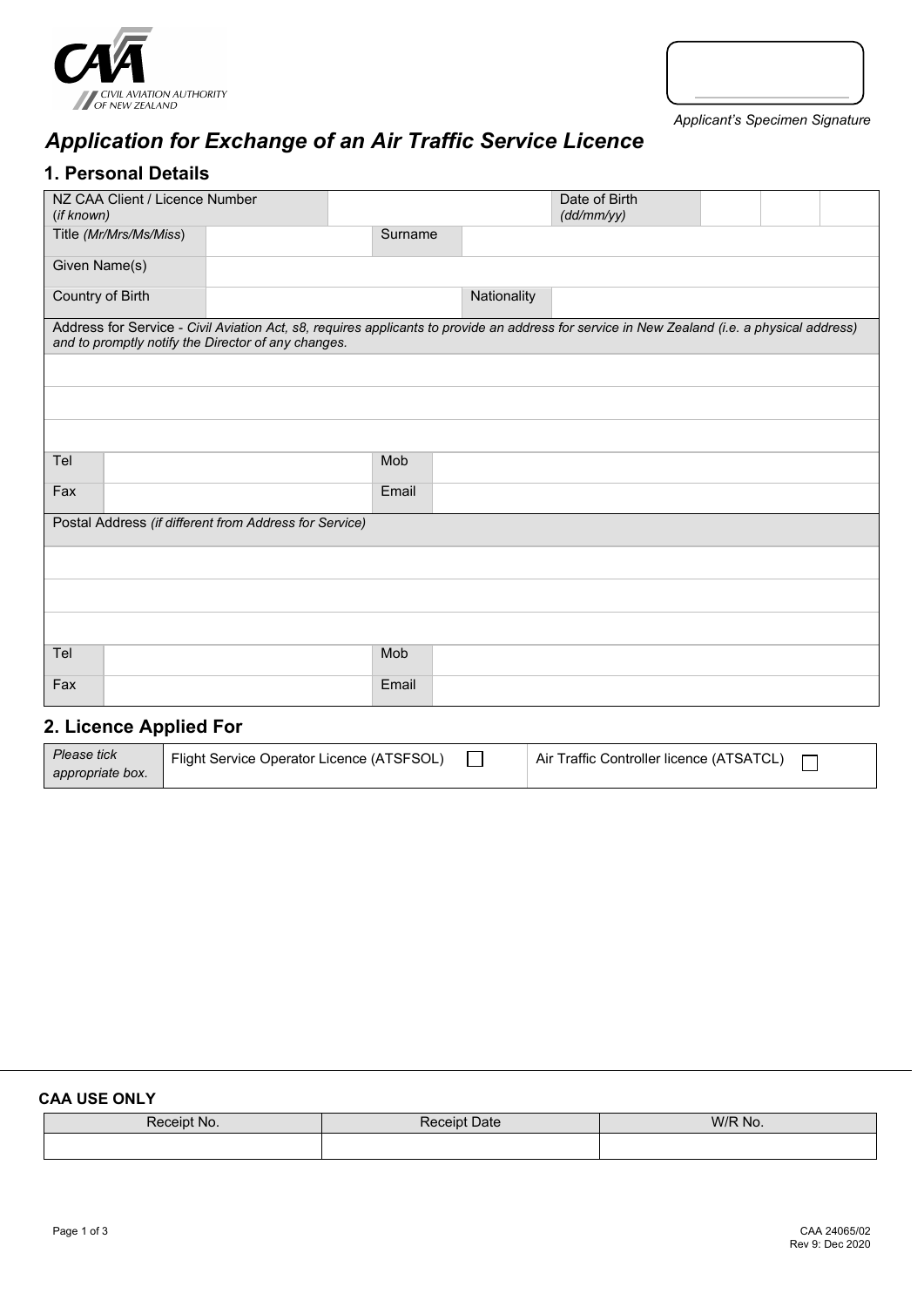Applicant's Specimen Signature

# Application for Exchange of an Air Traffic Service Licence

## 1. Personal Details

| | | | | |
|---|---|---|---|---|
| NZ CAA Client / Licence Number (*if known*) | | Date of Birth (*dd/mm/yy*) | | |
| Title (*Mr/Mrs/Ms/Miss*) | | Surname | | |
| Given Name(s) | | | | |
| Country of Birth | | Nationality | | |

Address for Service - *Civil Aviation Act, s8, requires applicants to provide an address for service in New Zealand (i.e. a physical address) and to promptly notify the Director of any changes.*

| | | | |
|---|---|---|---|
| Tel | | Mob | |
| Fax | | Email | |

Postal Address *(if different from Address for Service)*

| | | | |
|---|---|---|---|
| Tel | | Mob | |
| Fax | | Email | |

## 2. Licence Applied For

| | | |
|---|---|---|
| *Please tick appropriate box.* | Flight Service Operator Licence (ATSFSOL) ☐ | Air Traffic Controller licence (ATSATCL) ☐ |

**CAA USE ONLY**

| Receipt No. | Receipt Date | W/R No. |
|---|---|---|
| | | |

CAA 24065/02
Rev 9: Dec 2020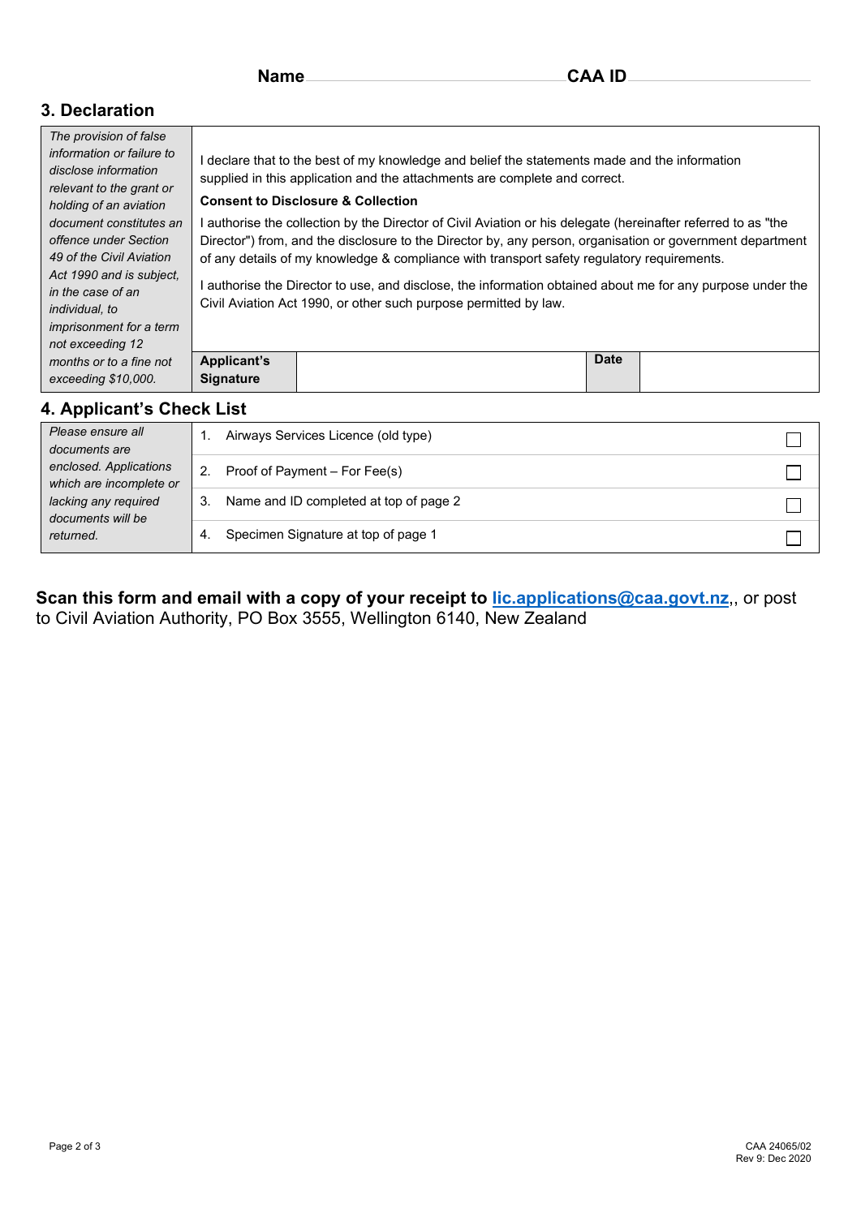**Name** ______________________ **CAA ID** ______________________

## 3. Declaration

| *The provision of false information or failure to disclose information relevant to the grant or holding of an aviation document constitutes an offence under Section 49 of the Civil Aviation Act 1990 and is subject, in the case of an individual, to imprisonment for a term not exceeding 12 months or to a fine not exceeding $10,000.* | I declare that to the best of my knowledge and belief the statements made and the information supplied in this application and the attachments are complete and correct.<br><br>**Consent to Disclosure & Collection**<br><br>I authorise the collection by the Director of Civil Aviation or his delegate (hereinafter referred to as "the Director") from, and the disclosure to the Director by, any person, organisation or government department of any details of my knowledge & compliance with transport safety regulatory requirements.<br><br>I authorise the Director to use, and disclose, the information obtained about me for any purpose under the Civil Aviation Act 1990, or other such purpose permitted by law. | | | |
|---|---|---|---|---|
| | **Applicant's Signature** | | **Date** | |

## 4. Applicant's Check List

| *Please ensure all documents are enclosed. Applications which are incomplete or lacking any required documents will be returned.* | | |
|---|---|---|
| | 1. Airways Services Licence (old type) | ☐ |
| | 2. Proof of Payment – For Fee(s) | ☐ |
| | 3. Name and ID completed at top of page 2 | ☐ |
| | 4. Specimen Signature at top of page 1 | ☐ |

**Scan this form and email with a copy of your receipt to lic.applications@caa.govt.nz**,, or post to Civil Aviation Authority, PO Box 3555, Wellington 6140, New Zealand

CAA 24065/02
Rev 9: Dec 2020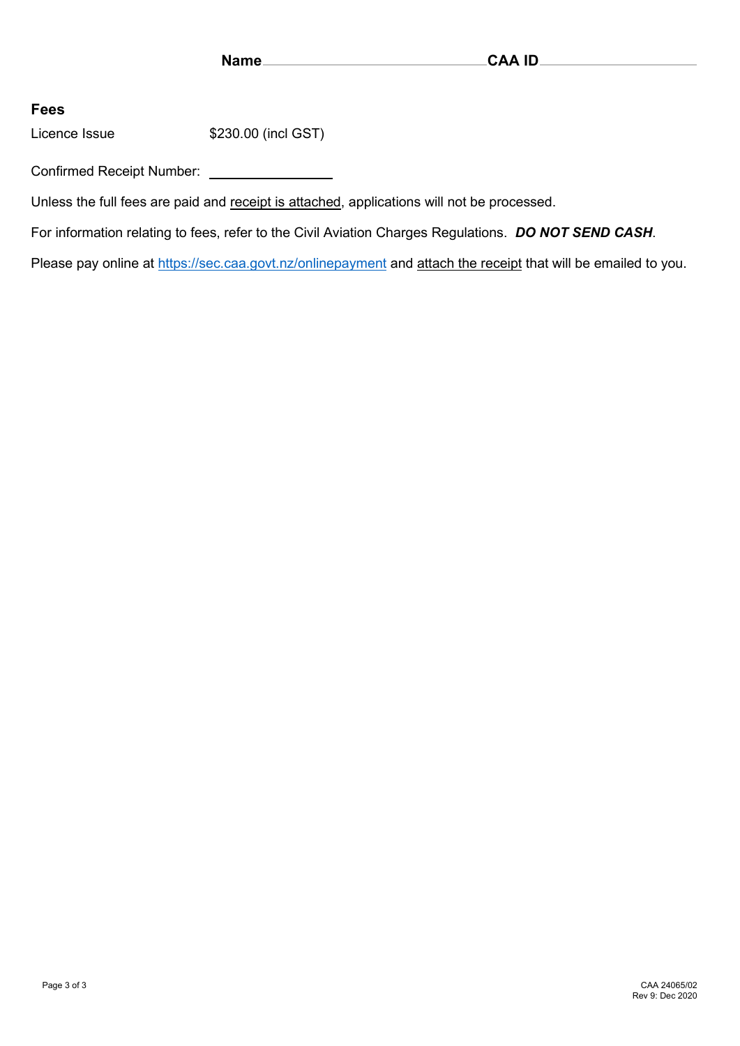**Name**\_\_\_\_\_\_\_\_\_\_\_\_\_\_\_\_\_\_\_\_\_\_\_\_\_\_\_\_\_\_**CAA ID**\_\_\_\_\_\_\_\_\_\_\_\_\_\_\_\_\_\_\_\_

## Fees

Licence Issue $230.00 (incl GST)

Confirmed Receipt Number: \_\_\_\_\_\_\_\_\_\_\_\_\_\_\_\_

Unless the full fees are paid and receipt is attached, applications will not be processed.

For information relating to fees, refer to the Civil Aviation Charges Regulations. ***DO NOT SEND CASH***.

Please pay online at [https://sec.caa.govt.nz/onlinepayment](https://sec.caa.govt.nz/onlinepayment) and attach the receipt that will be emailed to you.

CAA 24065/02
Rev 9: Dec 2020